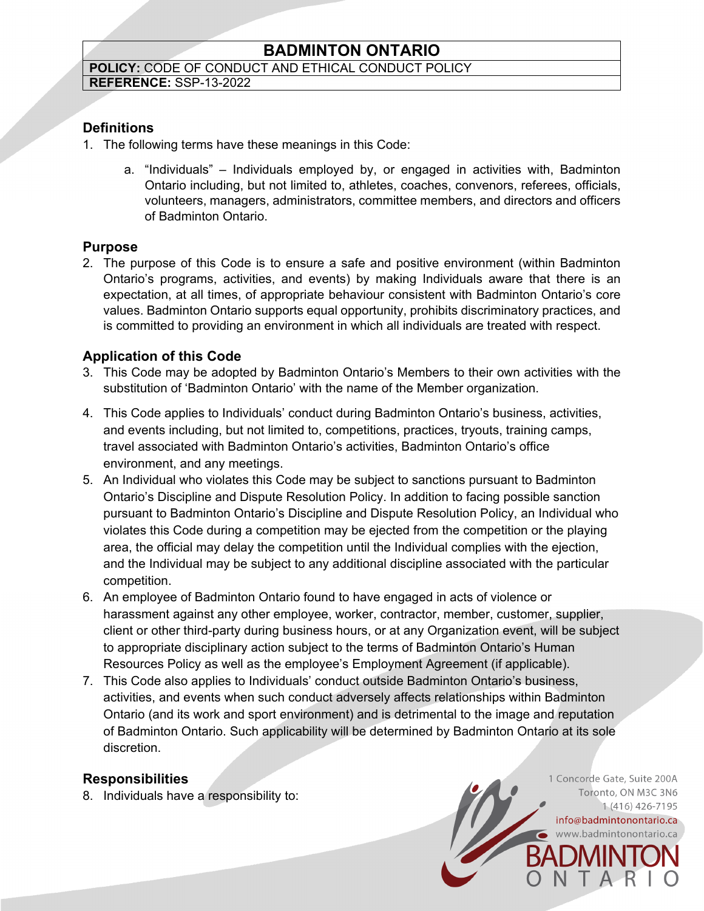# BADMINTON ONTARIO

**POLICY:** CODE OF CONDUCT AND ETHICAL CONDUCT POLICY
**REFERENCE:** SSP-13-2022

## Definitions

1. The following terms have these meanings in this Code:

   a. "Individuals" – Individuals employed by, or engaged in activities with, Badminton Ontario including, but not limited to, athletes, coaches, convenors, referees, officials, volunteers, managers, administrators, committee members, and directors and officers of Badminton Ontario.

## Purpose

2. The purpose of this Code is to ensure a safe and positive environment (within Badminton Ontario's programs, activities, and events) by making Individuals aware that there is an expectation, at all times, of appropriate behaviour consistent with Badminton Ontario's core values. Badminton Ontario supports equal opportunity, prohibits discriminatory practices, and is committed to providing an environment in which all individuals are treated with respect.

## Application of this Code

3. This Code may be adopted by Badminton Ontario's Members to their own activities with the substitution of 'Badminton Ontario' with the name of the Member organization.
4. This Code applies to Individuals' conduct during Badminton Ontario's business, activities, and events including, but not limited to, competitions, practices, tryouts, training camps, travel associated with Badminton Ontario's activities, Badminton Ontario's office environment, and any meetings.
5. An Individual who violates this Code may be subject to sanctions pursuant to Badminton Ontario's Discipline and Dispute Resolution Policy. In addition to facing possible sanction pursuant to Badminton Ontario's Discipline and Dispute Resolution Policy, an Individual who violates this Code during a competition may be ejected from the competition or the playing area, the official may delay the competition until the Individual complies with the ejection, and the Individual may be subject to any additional discipline associated with the particular competition.
6. An employee of Badminton Ontario found to have engaged in acts of violence or harassment against any other employee, worker, contractor, member, customer, supplier, client or other third-party during business hours, or at any Organization event, will be subject to appropriate disciplinary action subject to the terms of Badminton Ontario's Human Resources Policy as well as the employee's Employment Agreement (if applicable).
7. This Code also applies to Individuals' conduct outside Badminton Ontario's business, activities, and events when such conduct adversely affects relationships within Badminton Ontario (and its work and sport environment) and is detrimental to the image and reputation of Badminton Ontario. Such applicability will be determined by Badminton Ontario at its sole discretion.

## Responsibilities

8. Individuals have a responsibility to:

1 Concorde Gate, Suite 200A
Toronto, ON M3C 3N6
1 (416) 426-7195
info@badmintonontario.ca
www.badmintonontario.ca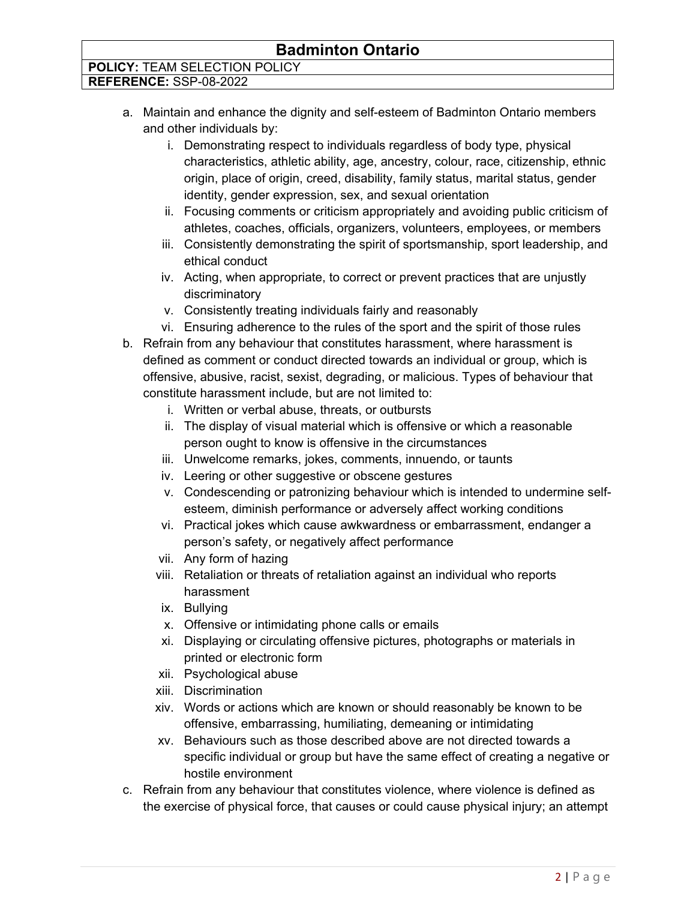a. Maintain and enhance the dignity and self-esteem of Badminton Ontario members and other individuals by:
    i. Demonstrating respect to individuals regardless of body type, physical characteristics, athletic ability, age, ancestry, colour, race, citizenship, ethnic origin, place of origin, creed, disability, family status, marital status, gender identity, gender expression, sex, and sexual orientation
    ii. Focusing comments or criticism appropriately and avoiding public criticism of athletes, coaches, officials, organizers, volunteers, employees, or members
    iii. Consistently demonstrating the spirit of sportsmanship, sport leadership, and ethical conduct
    iv. Acting, when appropriate, to correct or prevent practices that are unjustly discriminatory
    v. Consistently treating individuals fairly and reasonably
    vi. Ensuring adherence to the rules of the sport and the spirit of those rules
b. Refrain from any behaviour that constitutes harassment, where harassment is defined as comment or conduct directed towards an individual or group, which is offensive, abusive, racist, sexist, degrading, or malicious. Types of behaviour that constitute harassment include, but are not limited to:
    i. Written or verbal abuse, threats, or outbursts
    ii. The display of visual material which is offensive or which a reasonable person ought to know is offensive in the circumstances
    iii. Unwelcome remarks, jokes, comments, innuendo, or taunts
    iv. Leering or other suggestive or obscene gestures
    v. Condescending or patronizing behaviour which is intended to undermine self-esteem, diminish performance or adversely affect working conditions
    vi. Practical jokes which cause awkwardness or embarrassment, endanger a person's safety, or negatively affect performance
    vii. Any form of hazing
    viii. Retaliation or threats of retaliation against an individual who reports harassment
    ix. Bullying
    x. Offensive or intimidating phone calls or emails
    xi. Displaying or circulating offensive pictures, photographs or materials in printed or electronic form
    xii. Psychological abuse
    xiii. Discrimination
    xiv. Words or actions which are known or should reasonably be known to be offensive, embarrassing, humiliating, demeaning or intimidating
    xv. Behaviours such as those described above are not directed towards a specific individual or group but have the same effect of creating a negative or hostile environment
c. Refrain from any behaviour that constitutes violence, where violence is defined as the exercise of physical force, that causes or could cause physical injury; an attempt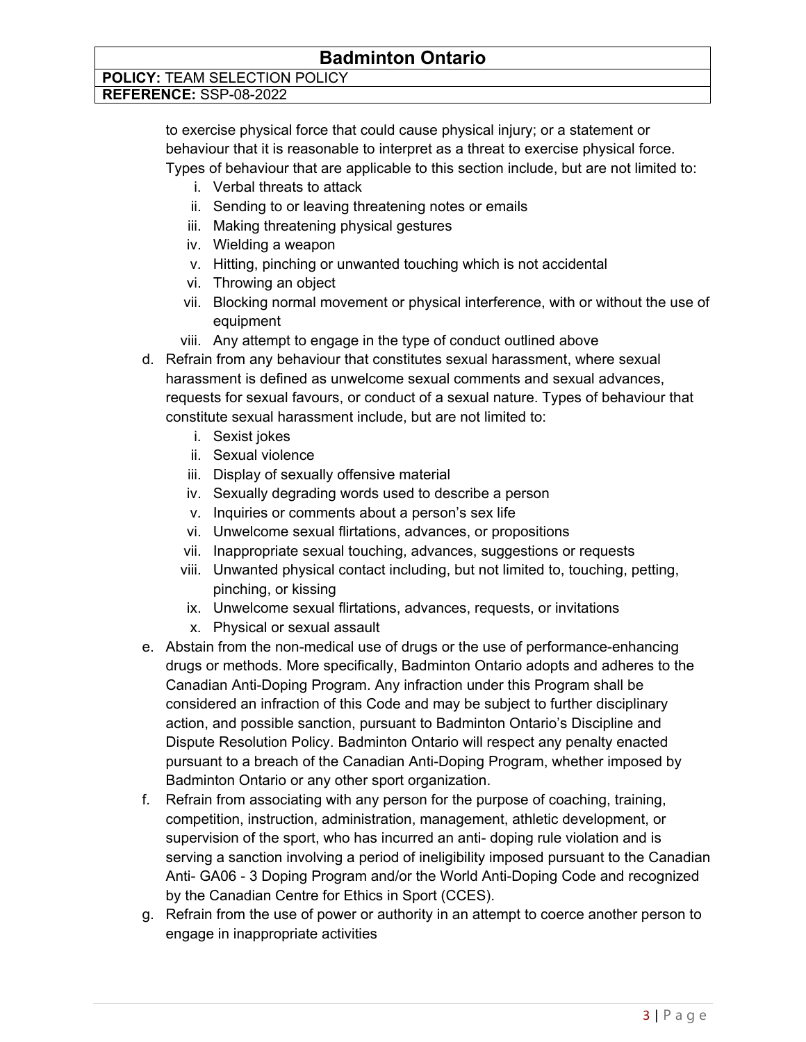to exercise physical force that could cause physical injury; or a statement or behaviour that it is reasonable to interpret as a threat to exercise physical force. Types of behaviour that are applicable to this section include, but are not limited to:

   i. Verbal threats to attack
   ii. Sending to or leaving threatening notes or emails
   iii. Making threatening physical gestures
   iv. Wielding a weapon
   v. Hitting, pinching or unwanted touching which is not accidental
   vi. Throwing an object
   vii. Blocking normal movement or physical interference, with or without the use of equipment
   viii. Any attempt to engage in the type of conduct outlined above

d. Refrain from any behaviour that constitutes sexual harassment, where sexual harassment is defined as unwelcome sexual comments and sexual advances, requests for sexual favours, or conduct of a sexual nature. Types of behaviour that constitute sexual harassment include, but are not limited to:

   i. Sexist jokes
   ii. Sexual violence
   iii. Display of sexually offensive material
   iv. Sexually degrading words used to describe a person
   v. Inquiries or comments about a person's sex life
   vi. Unwelcome sexual flirtations, advances, or propositions
   vii. Inappropriate sexual touching, advances, suggestions or requests
   viii. Unwanted physical contact including, but not limited to, touching, petting, pinching, or kissing
   ix. Unwelcome sexual flirtations, advances, requests, or invitations
   x. Physical or sexual assault

e. Abstain from the non-medical use of drugs or the use of performance-enhancing drugs or methods. More specifically, Badminton Ontario adopts and adheres to the Canadian Anti-Doping Program. Any infraction under this Program shall be considered an infraction of this Code and may be subject to further disciplinary action, and possible sanction, pursuant to Badminton Ontario's Discipline and Dispute Resolution Policy. Badminton Ontario will respect any penalty enacted pursuant to a breach of the Canadian Anti-Doping Program, whether imposed by Badminton Ontario or any other sport organization.

f. Refrain from associating with any person for the purpose of coaching, training, competition, instruction, administration, management, athletic development, or supervision of the sport, who has incurred an anti- doping rule violation and is serving a sanction involving a period of ineligibility imposed pursuant to the Canadian Anti- GA06 - 3 Doping Program and/or the World Anti-Doping Code and recognized by the Canadian Centre for Ethics in Sport (CCES).

g. Refrain from the use of power or authority in an attempt to coerce another person to engage in inappropriate activities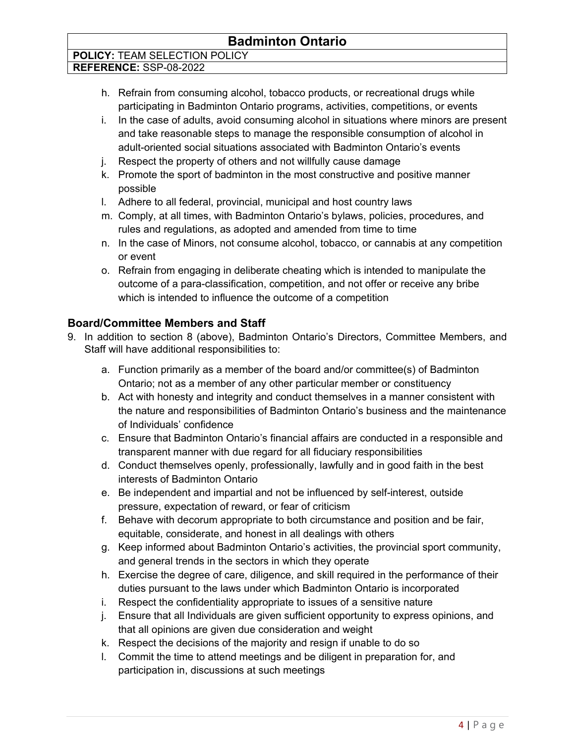h. Refrain from consuming alcohol, tobacco products, or recreational drugs while participating in Badminton Ontario programs, activities, competitions, or events
i. In the case of adults, avoid consuming alcohol in situations where minors are present and take reasonable steps to manage the responsible consumption of alcohol in adult-oriented social situations associated with Badminton Ontario's events
j. Respect the property of others and not willfully cause damage
k. Promote the sport of badminton in the most constructive and positive manner possible
l. Adhere to all federal, provincial, municipal and host country laws
m. Comply, at all times, with Badminton Ontario's bylaws, policies, procedures, and rules and regulations, as adopted and amended from time to time
n. In the case of Minors, not consume alcohol, tobacco, or cannabis at any competition or event
o. Refrain from engaging in deliberate cheating which is intended to manipulate the outcome of a para-classification, competition, and not offer or receive any bribe which is intended to influence the outcome of a competition

### Board/Committee Members and Staff

9. In addition to section 8 (above), Badminton Ontario's Directors, Committee Members, and Staff will have additional responsibilities to:

   a. Function primarily as a member of the board and/or committee(s) of Badminton Ontario; not as a member of any other particular member or constituency
   b. Act with honesty and integrity and conduct themselves in a manner consistent with the nature and responsibilities of Badminton Ontario's business and the maintenance of Individuals' confidence
   c. Ensure that Badminton Ontario's financial affairs are conducted in a responsible and transparent manner with due regard for all fiduciary responsibilities
   d. Conduct themselves openly, professionally, lawfully and in good faith in the best interests of Badminton Ontario
   e. Be independent and impartial and not be influenced by self-interest, outside pressure, expectation of reward, or fear of criticism
   f. Behave with decorum appropriate to both circumstance and position and be fair, equitable, considerate, and honest in all dealings with others
   g. Keep informed about Badminton Ontario's activities, the provincial sport community, and general trends in the sectors in which they operate
   h. Exercise the degree of care, diligence, and skill required in the performance of their duties pursuant to the laws under which Badminton Ontario is incorporated
   i. Respect the confidentiality appropriate to issues of a sensitive nature
   j. Ensure that all Individuals are given sufficient opportunity to express opinions, and that all opinions are given due consideration and weight
   k. Respect the decisions of the majority and resign if unable to do so
   l. Commit the time to attend meetings and be diligent in preparation for, and participation in, discussions at such meetings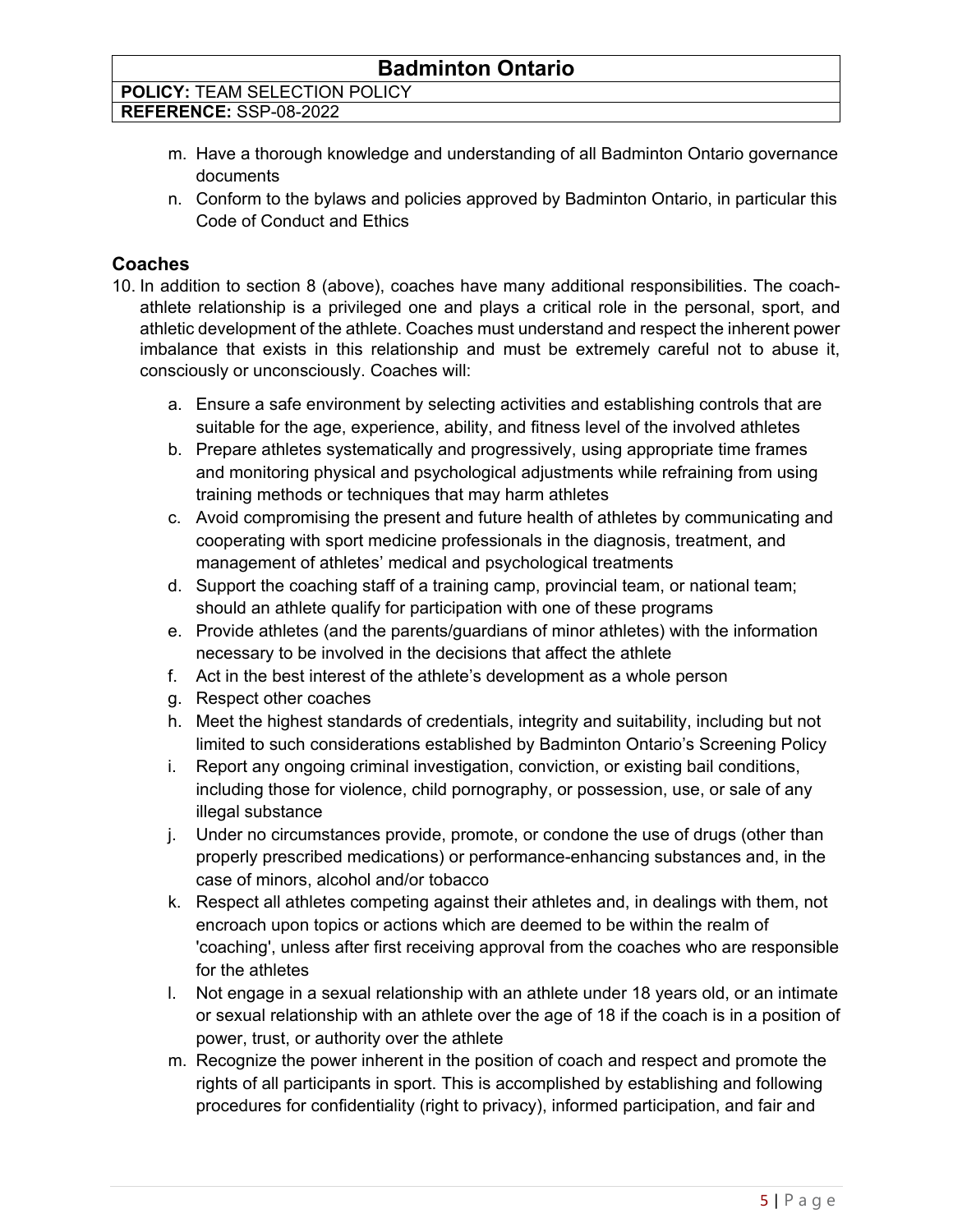m. Have a thorough knowledge and understanding of all Badminton Ontario governance documents
n. Conform to the bylaws and policies approved by Badminton Ontario, in particular this Code of Conduct and Ethics

## Coaches

10. In addition to section 8 (above), coaches have many additional responsibilities. The coach-athlete relationship is a privileged one and plays a critical role in the personal, sport, and athletic development of the athlete. Coaches must understand and respect the inherent power imbalance that exists in this relationship and must be extremely careful not to abuse it, consciously or unconsciously. Coaches will:

    a. Ensure a safe environment by selecting activities and establishing controls that are suitable for the age, experience, ability, and fitness level of the involved athletes
    b. Prepare athletes systematically and progressively, using appropriate time frames and monitoring physical and psychological adjustments while refraining from using training methods or techniques that may harm athletes
    c. Avoid compromising the present and future health of athletes by communicating and cooperating with sport medicine professionals in the diagnosis, treatment, and management of athletes' medical and psychological treatments
    d. Support the coaching staff of a training camp, provincial team, or national team; should an athlete qualify for participation with one of these programs
    e. Provide athletes (and the parents/guardians of minor athletes) with the information necessary to be involved in the decisions that affect the athlete
    f. Act in the best interest of the athlete's development as a whole person
    g. Respect other coaches
    h. Meet the highest standards of credentials, integrity and suitability, including but not limited to such considerations established by Badminton Ontario's Screening Policy
    i. Report any ongoing criminal investigation, conviction, or existing bail conditions, including those for violence, child pornography, or possession, use, or sale of any illegal substance
    j. Under no circumstances provide, promote, or condone the use of drugs (other than properly prescribed medications) or performance-enhancing substances and, in the case of minors, alcohol and/or tobacco
    k. Respect all athletes competing against their athletes and, in dealings with them, not encroach upon topics or actions which are deemed to be within the realm of 'coaching', unless after first receiving approval from the coaches who are responsible for the athletes
    l. Not engage in a sexual relationship with an athlete under 18 years old, or an intimate or sexual relationship with an athlete over the age of 18 if the coach is in a position of power, trust, or authority over the athlete
    m. Recognize the power inherent in the position of coach and respect and promote the rights of all participants in sport. This is accomplished by establishing and following procedures for confidentiality (right to privacy), informed participation, and fair and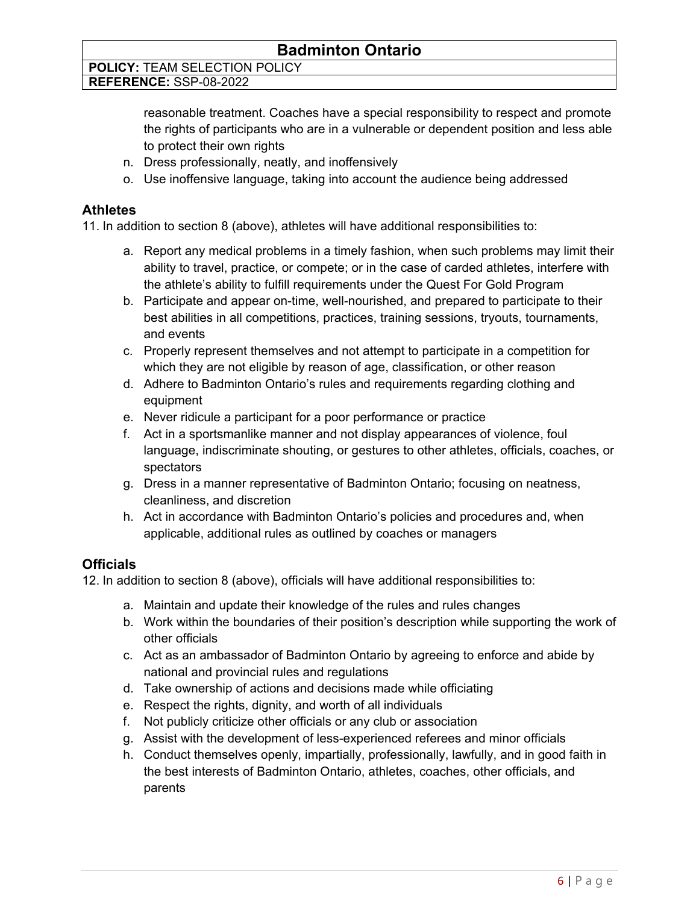reasonable treatment. Coaches have a special responsibility to respect and promote the rights of participants who are in a vulnerable or dependent position and less able to protect their own rights

n. Dress professionally, neatly, and inoffensively
o. Use inoffensive language, taking into account the audience being addressed

### Athletes

11. In addition to section 8 (above), athletes will have additional responsibilities to:

a. Report any medical problems in a timely fashion, when such problems may limit their ability to travel, practice, or compete; or in the case of carded athletes, interfere with the athlete's ability to fulfill requirements under the Quest For Gold Program
b. Participate and appear on-time, well-nourished, and prepared to participate to their best abilities in all competitions, practices, training sessions, tryouts, tournaments, and events
c. Properly represent themselves and not attempt to participate in a competition for which they are not eligible by reason of age, classification, or other reason
d. Adhere to Badminton Ontario's rules and requirements regarding clothing and equipment
e. Never ridicule a participant for a poor performance or practice
f. Act in a sportsmanlike manner and not display appearances of violence, foul language, indiscriminate shouting, or gestures to other athletes, officials, coaches, or spectators
g. Dress in a manner representative of Badminton Ontario; focusing on neatness, cleanliness, and discretion
h. Act in accordance with Badminton Ontario's policies and procedures and, when applicable, additional rules as outlined by coaches or managers

### Officials

12. In addition to section 8 (above), officials will have additional responsibilities to:

a. Maintain and update their knowledge of the rules and rules changes
b. Work within the boundaries of their position's description while supporting the work of other officials
c. Act as an ambassador of Badminton Ontario by agreeing to enforce and abide by national and provincial rules and regulations
d. Take ownership of actions and decisions made while officiating
e. Respect the rights, dignity, and worth of all individuals
f. Not publicly criticize other officials or any club or association
g. Assist with the development of less-experienced referees and minor officials
h. Conduct themselves openly, impartially, professionally, lawfully, and in good faith in the best interests of Badminton Ontario, athletes, coaches, other officials, and parents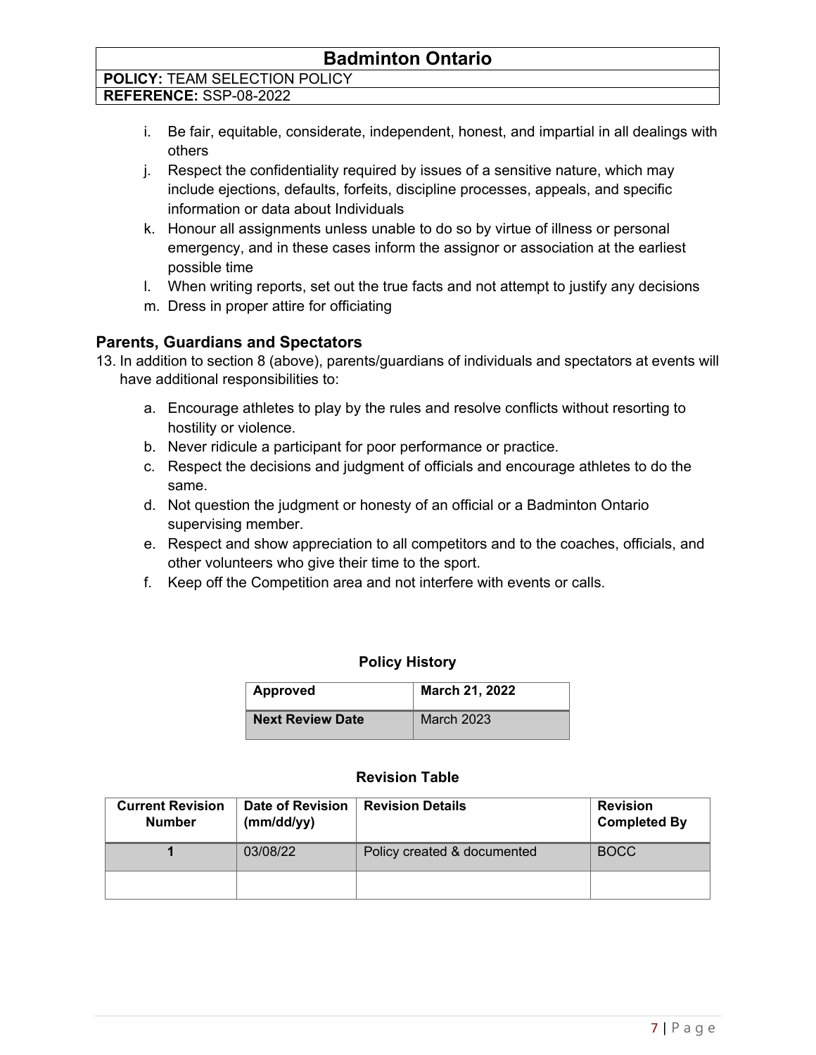i. Be fair, equitable, considerate, independent, honest, and impartial in all dealings with others
j. Respect the confidentiality required by issues of a sensitive nature, which may include ejections, defaults, forfeits, discipline processes, appeals, and specific information or data about Individuals
k. Honour all assignments unless unable to do so by virtue of illness or personal emergency, and in these cases inform the assignor or association at the earliest possible time
l. When writing reports, set out the true facts and not attempt to justify any decisions
m. Dress in proper attire for officiating

## Parents, Guardians and Spectators

13. In addition to section 8 (above), parents/guardians of individuals and spectators at events will have additional responsibilities to:

    a. Encourage athletes to play by the rules and resolve conflicts without resorting to hostility or violence.
    b. Never ridicule a participant for poor performance or practice.
    c. Respect the decisions and judgment of officials and encourage athletes to do the same.
    d. Not question the judgment or honesty of an official or a Badminton Ontario supervising member.
    e. Respect and show appreciation to all competitors and to the coaches, officials, and other volunteers who give their time to the sport.
    f. Keep off the Competition area and not interfere with events or calls.

**Policy History**

| | |
|---|---|
| **Approved** | **March 21, 2022** |
| **Next Review Date** | March 2023 |

**Revision Table**

| Current Revision Number | Date of Revision (mm/dd/yy) | Revision Details | Revision Completed By |
|---|---|---|---|
| 1 | 03/08/22 | Policy created & documented | BOCC |
| | | | |